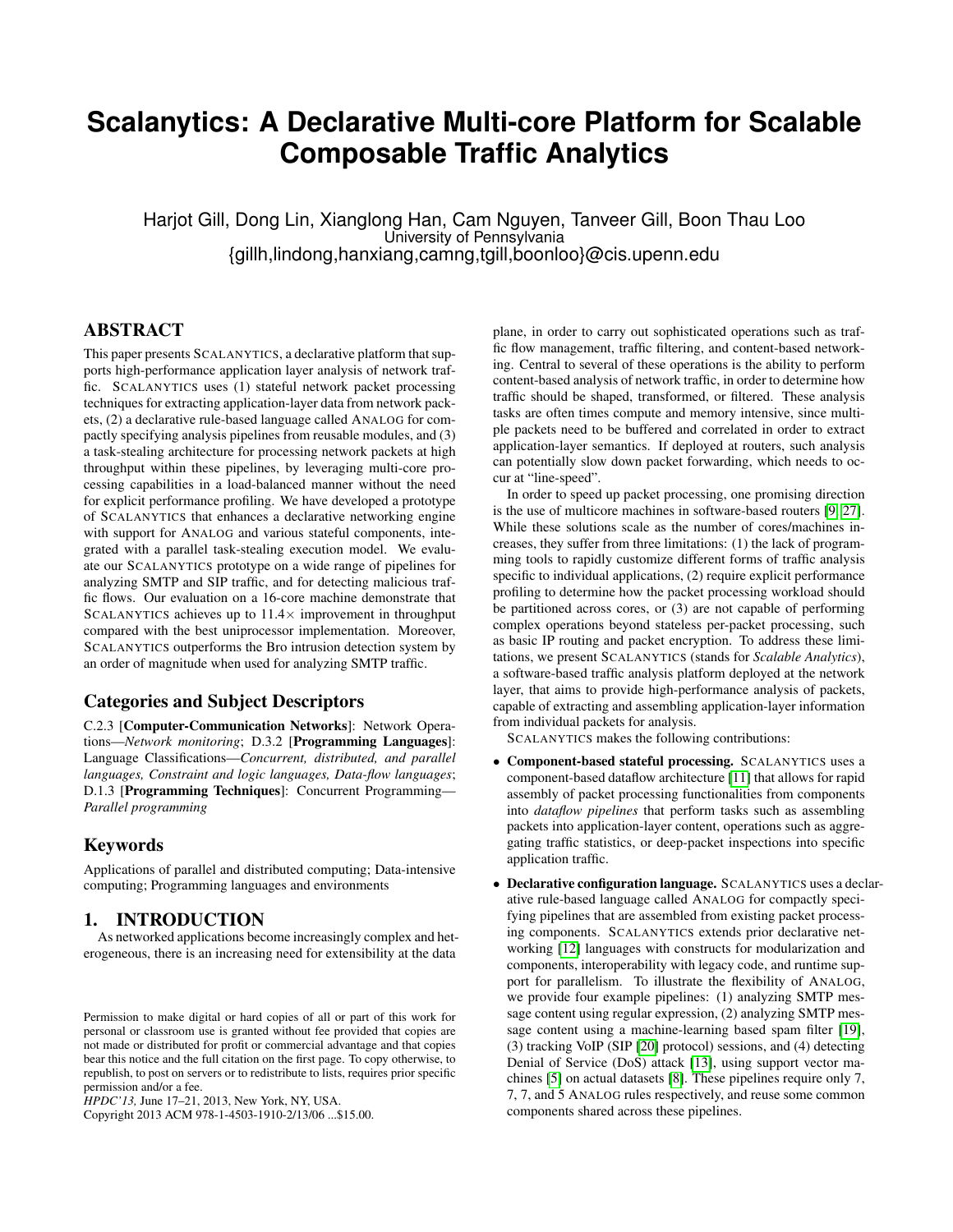# Scalanytics: A Declarative Multi-core Platform for Scalable Composable Traffic Analytics

Harjot Gill, Dong Lin, Xianglong Han, Cam Nguyen, Tanveer Gill, Boon Thau Loo
University of Pennsylvania
{gillh,lindong,hanxiang,camng,tgill,boonloo}@cis.upenn.edu

## ABSTRACT

This paper presents SCALANYTICS, a declarative platform that supports high-performance application layer analysis of network traffic. SCALANYTICS uses (1) stateful network packet processing techniques for extracting application-layer data from network packets, (2) a declarative rule-based language called ANALOG for compactly specifying analysis pipelines from reusable modules, and (3) a task-stealing architecture for processing network packets at high throughput within these pipelines, by leveraging multi-core processing capabilities in a load-balanced manner without the need for explicit performance profiling. We have developed a prototype of SCALANYTICS that enhances a declarative networking engine with support for ANALOG and various stateful components, integrated with a parallel task-stealing execution model. We evaluate our SCALANYTICS prototype on a wide range of pipelines for analyzing SMTP and SIP traffic, and for detecting malicious traffic flows. Our evaluation on a 16-core machine demonstrate that SCALANYTICS achieves up to $11.4\times$ improvement in throughput compared with the best uniprocessor implementation. Moreover, SCALANYTICS outperforms the Bro intrusion detection system by an order of magnitude when used for analyzing SMTP traffic.

### Categories and Subject Descriptors

C.2.3 [**Computer-Communication Networks**]: Network Operations—*Network monitoring*; D.3.2 [**Programming Languages**]: Language Classifications—*Concurrent, distributed, and parallel languages, Constraint and logic languages, Data-flow languages*; D.1.3 [**Programming Techniques**]: Concurrent Programming—*Parallel programming*

### Keywords

Applications of parallel and distributed computing; Data-intensive computing; Programming languages and environments

## 1. INTRODUCTION

As networked applications become increasingly complex and heterogeneous, there is an increasing need for extensibility at the data plane, in order to carry out sophisticated operations such as traffic flow management, traffic filtering, and content-based networking. Central to several of these operations is the ability to perform content-based analysis of network traffic, in order to determine how traffic should be shaped, transformed, or filtered. These analysis tasks are often times compute and memory intensive, since multiple packets need to be buffered and correlated in order to extract application-layer semantics. If deployed at routers, such analysis can potentially slow down packet forwarding, which needs to occur at "line-speed".

In order to speed up packet processing, one promising direction is the use of multicore machines in software-based routers [9, 27]. While these solutions scale as the number of cores/machines increases, they suffer from three limitations: (1) the lack of programming tools to rapidly customize different forms of traffic analysis specific to individual applications, (2) require explicit performance profiling to determine how the packet processing workload should be partitioned across cores, or (3) are not capable of performing complex operations beyond stateless per-packet processing, such as basic IP routing and packet encryption. To address these limitations, we present SCALANYTICS (stands for *Scalable Analytics*), a software-based traffic analysis platform deployed at the network layer, that aims to provide high-performance analysis of packets, capable of extracting and assembling application-layer information from individual packets for analysis.

SCALANYTICS makes the following contributions:

- **Component-based stateful processing.** SCALANYTICS uses a component-based dataflow architecture [11] that allows for rapid assembly of packet processing functionalities from components into *dataflow pipelines* that perform tasks such as assembling packets into application-layer content, operations such as aggregating traffic statistics, or deep-packet inspections into specific application traffic.
- **Declarative configuration language.** SCALANYTICS uses a declarative rule-based language called ANALOG for compactly specifying pipelines that are assembled from existing packet processing components. SCALANYTICS extends prior declarative networking [12] languages with constructs for modularization and components, interoperability with legacy code, and runtime support for parallelism. To illustrate the flexibility of ANALOG, we provide four example pipelines: (1) analyzing SMTP message content using regular expression, (2) analyzing SMTP message content using a machine-learning based spam filter [19], (3) tracking VoIP (SIP [20] protocol) sessions, and (4) detecting Denial of Service (DoS) attack [13], using support vector machines [5] on actual datasets [8]. These pipelines require only 7, 7, 7, and 5 ANALOG rules respectively, and reuse some common components shared across these pipelines.

Permission to make digital or hard copies of all or part of this work for personal or classroom use is granted without fee provided that copies are not made or distributed for profit or commercial advantage and that copies bear this notice and the full citation on the first page. To copy otherwise, to republish, to post on servers or to redistribute to lists, requires prior specific permission and/or a fee.
*HPDC'13,* June 17–21, 2013, New York, NY, USA.
Copyright 2013 ACM 978-1-4503-1910-2/13/06 ...$15.00.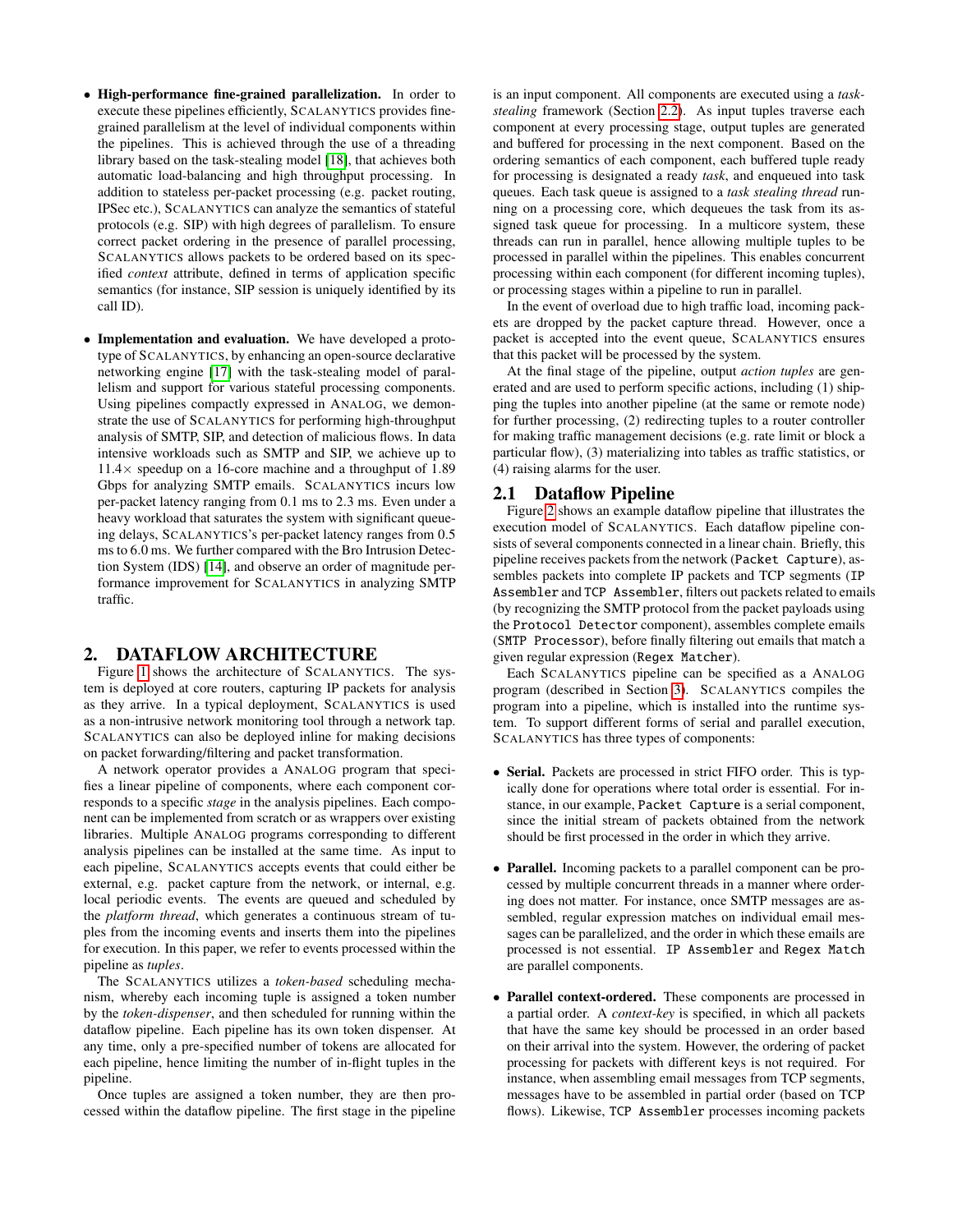- **High-performance fine-grained parallelization.** In order to execute these pipelines efficiently, SCALANYTICS provides fine-grained parallelism at the level of individual components within the pipelines. This is achieved through the use of a threading library based on the task-stealing model [18], that achieves both automatic load-balancing and high throughput processing. In addition to stateless per-packet processing (e.g. packet routing, IPSec etc.), SCALANYTICS can analyze the semantics of stateful protocols (e.g. SIP) with high degrees of parallelism. To ensure correct packet ordering in the presence of parallel processing, SCALANYTICS allows packets to be ordered based on its specified *context* attribute, defined in terms of application specific semantics (for instance, SIP session is uniquely identified by its call ID).

- **Implementation and evaluation.** We have developed a prototype of SCALANYTICS, by enhancing an open-source declarative networking engine [17] with the task-stealing model of parallelism and support for various stateful processing components. Using pipelines compactly expressed in ANALOG, we demonstrate the use of SCALANYTICS for performing high-throughput analysis of SMTP, SIP, and detection of malicious flows. In data intensive workloads such as SMTP and SIP, we achieve up to 11.4× speedup on a 16-core machine and a throughput of 1.89 Gbps for analyzing SMTP emails. SCALANYTICS incurs low per-packet latency ranging from 0.1 ms to 2.3 ms. Even under a heavy workload that saturates the system with significant queueing delays, SCALANYTICS's per-packet latency ranges from 0.5 ms to 6.0 ms. We further compared with the Bro Intrusion Detection System (IDS) [14], and observe an order of magnitude performance improvement for SCALANYTICS in analyzing SMTP traffic.

## 2. DATAFLOW ARCHITECTURE

Figure 1 shows the architecture of SCALANYTICS. The system is deployed at core routers, capturing IP packets for analysis as they arrive. In a typical deployment, SCALANYTICS is used as a non-intrusive network monitoring tool through a network tap. SCALANYTICS can also be deployed inline for making decisions on packet forwarding/filtering and packet transformation.

A network operator provides a ANALOG program that specifies a linear pipeline of components, where each component corresponds to a specific *stage* in the analysis pipelines. Each component can be implemented from scratch or as wrappers over existing libraries. Multiple ANALOG programs corresponding to different analysis pipelines can be installed at the same time. As input to each pipeline, SCALANYTICS accepts events that could either be external, e.g. packet capture from the network, or internal, e.g. local periodic events. The events are queued and scheduled by the *platform thread*, which generates a continuous stream of tuples from the incoming events and inserts them into the pipelines for execution. In this paper, we refer to events processed within the pipeline as *tuples*.

The SCALANYTICS utilizes a *token-based* scheduling mechanism, whereby each incoming tuple is assigned a token number by the *token-dispenser*, and then scheduled for running within the dataflow pipeline. Each pipeline has its own token dispenser. At any time, only a pre-specified number of tokens are allocated for each pipeline, hence limiting the number of in-flight tuples in the pipeline.

Once tuples are assigned a token number, they are then processed within the dataflow pipeline. The first stage in the pipeline is an input component. All components are executed using a *task-stealing* framework (Section 2.2). As input tuples traverse each component at every processing stage, output tuples are generated and buffered for processing in the next component. Based on the ordering semantics of each component, each buffered tuple ready for processing is designated a ready *task*, and enqueued into task queues. Each task queue is assigned to a *task stealing thread* running on a processing core, which dequeues the task from its assigned task queue for processing. In a multicore system, these threads can run in parallel, hence allowing multiple tuples to be processed in parallel within the pipelines. This enables concurrent processing within each component (for different incoming tuples), or processing stages within a pipeline to run in parallel.

In the event of overload due to high traffic load, incoming packets are dropped by the packet capture thread. However, once a packet is accepted into the event queue, SCALANYTICS ensures that this packet will be processed by the system.

At the final stage of the pipeline, output *action tuples* are generated and are used to perform specific actions, including (1) shipping the tuples into another pipeline (at the same or remote node) for further processing, (2) redirecting tuples to a router controller for making traffic management decisions (e.g. rate limit or block a particular flow), (3) materializing into tables as traffic statistics, or (4) raising alarms for the user.

### 2.1 Dataflow Pipeline

Figure 2 shows an example dataflow pipeline that illustrates the execution model of SCALANYTICS. Each dataflow pipeline consists of several components connected in a linear chain. Briefly, this pipeline receives packets from the network (`Packet Capture`), assembles packets into complete IP packets and TCP segments (`IP Assembler` and `TCP Assembler`, filters out packets related to emails (by recognizing the SMTP protocol from the packet payloads using the `Protocol Detector` component), assembles complete emails (`SMTP Processor`), before finally filtering out emails that match a given regular expression (`Regex Matcher`).

Each SCALANYTICS pipeline can be specified as a ANALOG program (described in Section 3). SCALANYTICS compiles the program into a pipeline, which is installed into the runtime system. To support different forms of serial and parallel execution, SCALANYTICS has three types of components:

- **Serial.** Packets are processed in strict FIFO order. This is typically done for operations where total order is essential. For instance, in our example, `Packet Capture` is a serial component, since the initial stream of packets obtained from the network should be first processed in the order in which they arrive.

- **Parallel.** Incoming packets to a parallel component can be processed by multiple concurrent threads in a manner where ordering does not matter. For instance, once SMTP messages are assembled, regular expression matches on individual email messages can be parallelized, and the order in which these emails are processed is not essential. `IP Assembler` and `Regex Match` are parallel components.

- **Parallel context-ordered.** These components are processed in a partial order. A *context-key* is specified, in which all packets that have the same key should be processed in an order based on their arrival into the system. However, the ordering of packet processing for packets with different keys is not required. For instance, when assembling email messages from TCP segments, messages have to be assembled in partial order (based on TCP flows). Likewise, `TCP Assembler` processes incoming packets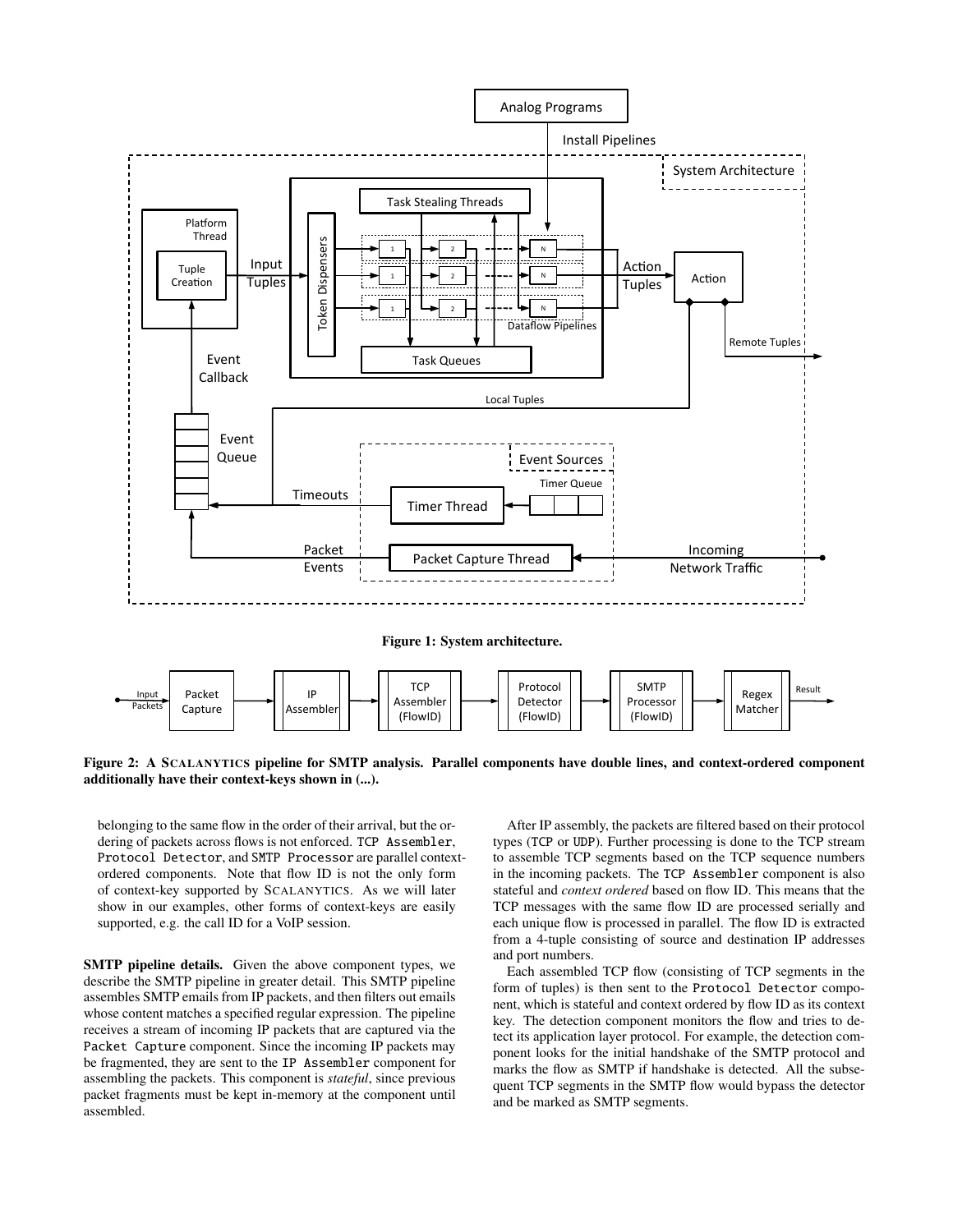**Figure 1: System architecture.**

**Figure 2: A SCALANYTICS pipeline for SMTP analysis. Parallel components have double lines, and context-ordered component additionally have their context-keys shown in (...).**

belonging to the same flow in the order of their arrival, but the ordering of packets across flows is not enforced. `TCP Assembler`, `Protocol Detector`, and `SMTP Processor` are parallel context-ordered components. Note that flow ID is not the only form of context-key supported by SCALANYTICS. As we will later show in our examples, other forms of context-keys are easily supported, e.g. the call ID for a VoIP session.

**SMTP pipeline details.** Given the above component types, we describe the SMTP pipeline in greater detail. This SMTP pipeline assembles SMTP emails from IP packets, and then filters out emails whose content matches a specified regular expression. The pipeline receives a stream of incoming IP packets that are captured via the `Packet Capture` component. Since the incoming IP packets may be fragmented, they are sent to the `IP Assembler` component for assembling the packets. This component is *stateful*, since previous packet fragments must be kept in-memory at the component until assembled.

After IP assembly, the packets are filtered based on their protocol types (`TCP` or `UDP`). Further processing is done to the TCP stream to assemble TCP segments based on the TCP sequence numbers in the incoming packets. The `TCP Assembler` component is also stateful and *context ordered* based on flow ID. This means that the TCP messages with the same flow ID are processed serially and each unique flow is processed in parallel. The flow ID is extracted from a 4-tuple consisting of source and destination IP addresses and port numbers.

Each assembled TCP flow (consisting of TCP segments in the form of tuples) is then sent to the `Protocol Detector` component, which is stateful and context ordered by flow ID as its context key. The detection component monitors the flow and tries to detect its application layer protocol. For example, the detection component looks for the initial handshake of the SMTP protocol and marks the flow as SMTP if handshake is detected. All the subsequent TCP segments in the SMTP flow would bypass the detector and be marked as SMTP segments.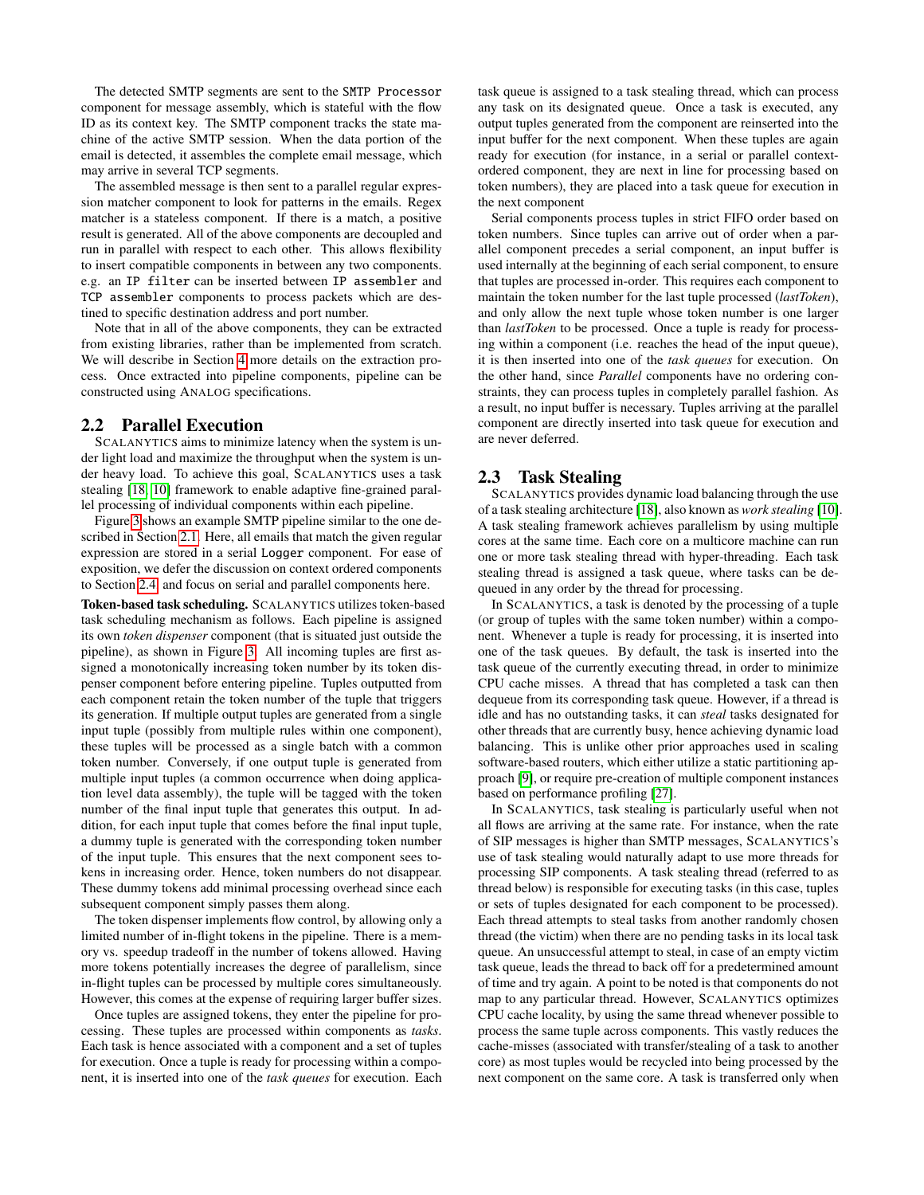The detected SMTP segments are sent to the `SMTP Processor` component for message assembly, which is stateful with the flow ID as its context key. The SMTP component tracks the state machine of the active SMTP session. When the data portion of the email is detected, it assembles the complete email message, which may arrive in several TCP segments.

The assembled message is then sent to a parallel regular expression matcher component to look for patterns in the emails. Regex matcher is a stateless component. If there is a match, a positive result is generated. All of the above components are decoupled and run in parallel with respect to each other. This allows flexibility to insert compatible components in between any two components. e.g. an `IP filter` can be inserted between `IP assembler` and `TCP assembler` components to process packets which are destined to specific destination address and port number.

Note that in all of the above components, they can be extracted from existing libraries, rather than be implemented from scratch. We will describe in Section 4 more details on the extraction process. Once extracted into pipeline components, pipeline can be constructed using ANALOG specifications.

## 2.2 Parallel Execution

SCALANYTICS aims to minimize latency when the system is under light load and maximize the throughput when the system is under heavy load. To achieve this goal, SCALANYTICS uses a task stealing [18, 10] framework to enable adaptive fine-grained parallel processing of individual components within each pipeline.

Figure 3 shows an example SMTP pipeline similar to the one described in Section 2.1. Here, all emails that match the given regular expression are stored in a serial `Logger` component. For ease of exposition, we defer the discussion on context ordered components to Section 2.4 and focus on serial and parallel components here.

**Token-based task scheduling.** SCALANYTICS utilizes token-based task scheduling mechanism as follows. Each pipeline is assigned its own *token dispenser* component (that is situated just outside the pipeline), as shown in Figure 3. All incoming tuples are first assigned a monotonically increasing token number by its token dispenser component before entering pipeline. Tuples outputted from each component retain the token number of the tuple that triggers its generation. If multiple output tuples are generated from a single input tuple (possibly from multiple rules within one component), these tuples will be processed as a single batch with a common token number. Conversely, if one output tuple is generated from multiple input tuples (a common occurrence when doing application level data assembly), the tuple will be tagged with the token number of the final input tuple that generates this output. In addition, for each input tuple that comes before the final input tuple, a dummy tuple is generated with the corresponding token number of the input tuple. This ensures that the next component sees tokens in increasing order. Hence, token numbers do not disappear. These dummy tokens add minimal processing overhead since each subsequent component simply passes them along.

The token dispenser implements flow control, by allowing only a limited number of in-flight tokens in the pipeline. There is a memory vs. speedup tradeoff in the number of tokens allowed. Having more tokens potentially increases the degree of parallelism, since in-flight tuples can be processed by multiple cores simultaneously. However, this comes at the expense of requiring larger buffer sizes.

Once tuples are assigned tokens, they enter the pipeline for processing. These tuples are processed within components as *tasks*. Each task is hence associated with a component and a set of tuples for execution. Once a tuple is ready for processing within a component, it is inserted into one of the *task queues* for execution. Each task queue is assigned to a task stealing thread, which can process any task on its designated queue. Once a task is executed, any output tuples generated from the component are reinserted into the input buffer for the next component. When these tuples are again ready for execution (for instance, in a serial or parallel context-ordered component, they are next in line for processing based on token numbers), they are placed into a task queue for execution in the next component

Serial components process tuples in strict FIFO order based on token numbers. Since tuples can arrive out of order when a parallel component precedes a serial component, an input buffer is used internally at the beginning of each serial component, to ensure that tuples are processed in-order. This requires each component to maintain the token number for the last tuple processed (*lastToken*), and only allow the next tuple whose token number is one larger than *lastToken* to be processed. Once a tuple is ready for processing within a component (i.e. reaches the head of the input queue), it is then inserted into one of the *task queues* for execution. On the other hand, since *Parallel* components have no ordering constraints, they can process tuples in completely parallel fashion. As a result, no input buffer is necessary. Tuples arriving at the parallel component are directly inserted into task queue for execution and are never deferred.

## 2.3 Task Stealing

SCALANYTICS provides dynamic load balancing through the use of a task stealing architecture [18], also known as *work stealing* [10]. A task stealing framework achieves parallelism by using multiple cores at the same time. Each core on a multicore machine can run one or more task stealing thread with hyper-threading. Each task stealing thread is assigned a task queue, where tasks can be dequeued in any order by the thread for processing.

In SCALANYTICS, a task is denoted by the processing of a tuple (or group of tuples with the same token number) within a component. Whenever a tuple is ready for processing, it is inserted into one of the task queues. By default, the task is inserted into the task queue of the currently executing thread, in order to minimize CPU cache misses. A thread that has completed a task can then dequeue from its corresponding task queue. However, if a thread is idle and has no outstanding tasks, it can *steal* tasks designated for other threads that are currently busy, hence achieving dynamic load balancing. This is unlike other prior approaches used in scaling software-based routers, which either utilize a static partitioning approach [9], or require pre-creation of multiple component instances based on performance profiling [27].

In SCALANYTICS, task stealing is particularly useful when not all flows are arriving at the same rate. For instance, when the rate of SIP messages is higher than SMTP messages, SCALANYTICS's use of task stealing would naturally adapt to use more threads for processing SIP components. A task stealing thread (referred to as thread below) is responsible for executing tasks (in this case, tuples or sets of tuples designated for each component to be processed). Each thread attempts to steal tasks from another randomly chosen thread (the victim) when there are no pending tasks in its local task queue. An unsuccessful attempt to steal, in case of an empty victim task queue, leads the thread to back off for a predetermined amount of time and try again. A point to be noted is that components do not map to any particular thread. However, SCALANYTICS optimizes CPU cache locality, by using the same thread whenever possible to process the same tuple across components. This vastly reduces the cache-misses (associated with transfer/stealing of a task to another core) as most tuples would be recycled into being processed by the next component on the same core. A task is transferred only when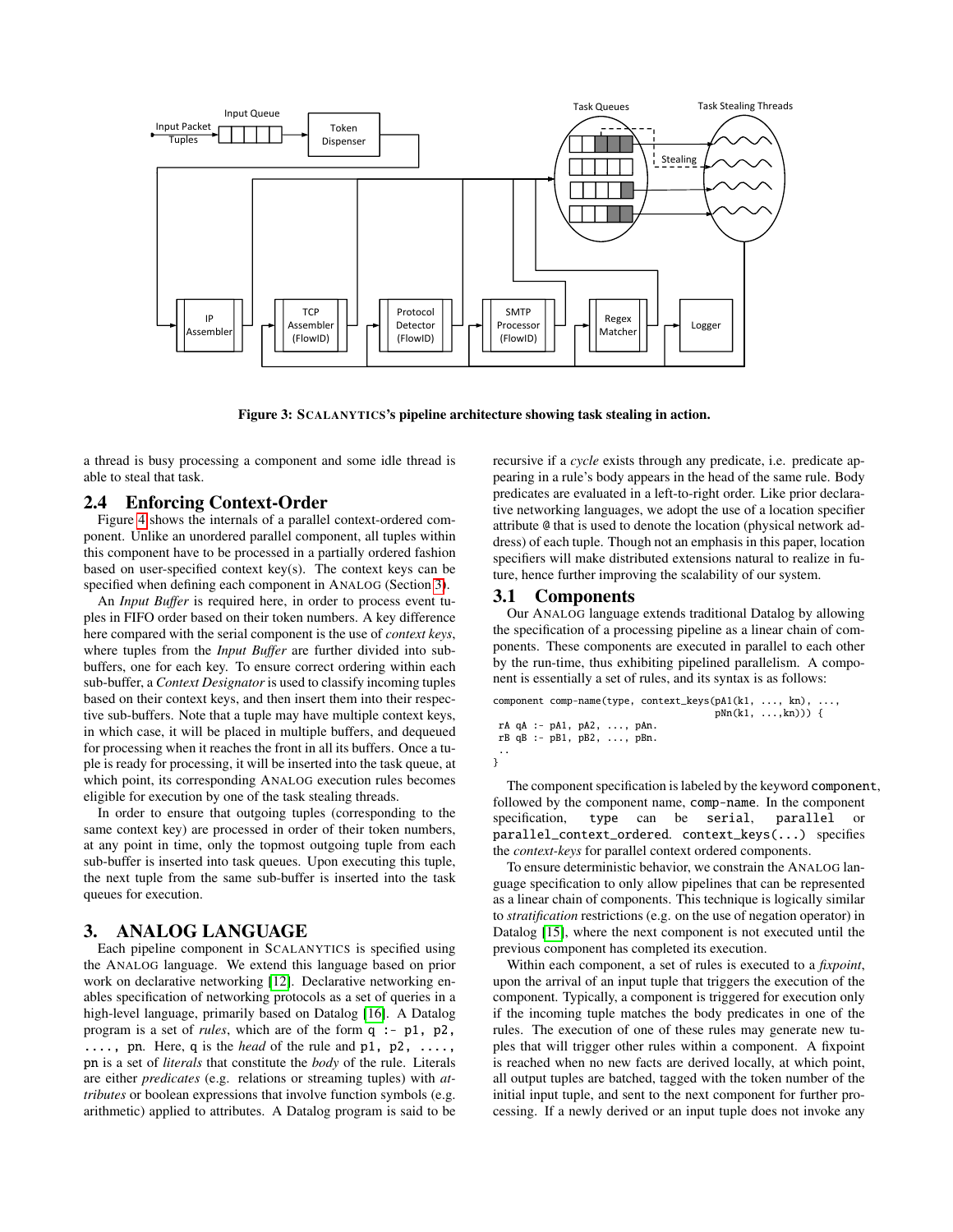Figure 3: SCALANYTICS's pipeline architecture showing task stealing in action.

a thread is busy processing a component and some idle thread is able to steal that task.

## 2.4 Enforcing Context-Order

Figure 4 shows the internals of a parallel context-ordered component. Unlike an unordered parallel component, all tuples within this component have to be processed in a partially ordered fashion based on user-specified context key(s). The context keys can be specified when defining each component in ANALOG (Section 3).

An *Input Buffer* is required here, in order to process event tuples in FIFO order based on their token numbers. A key difference here compared with the serial component is the use of *context keys*, where tuples from the *Input Buffer* are further divided into sub-buffers, one for each key. To ensure correct ordering within each sub-buffer, a *Context Designator* is used to classify incoming tuples based on their context keys, and then insert them into their respective sub-buffers. Note that a tuple may have multiple context keys, in which case, it will be placed in multiple buffers, and dequeued for processing when it reaches the front in all its buffers. Once a tuple is ready for processing, it will be inserted into the task queue, at which point, its corresponding ANALOG execution rules becomes eligible for execution by one of the task stealing threads.

In order to ensure that outgoing tuples (corresponding to the same context key) are processed in order of their token numbers, at any point in time, only the topmost outgoing tuple from each sub-buffer is inserted into task queues. Upon executing this tuple, the next tuple from the same sub-buffer is inserted into the task queues for execution.

# 3. ANALOG LANGUAGE

Each pipeline component in SCALANYTICS is specified using the ANALOG language. We extend this language based on prior work on declarative networking [12]. Declarative networking enables specification of networking protocols as a set of queries in a high-level language, primarily based on Datalog [16]. A Datalog program is a set of *rules*, which are of the form `q :- p1, p2, ...., pn`. Here, `q` is the *head* of the rule and `p1, p2, ...., pn` is a set of *literals* that constitute the *body* of the rule. Literals are either *predicates* (e.g. relations or streaming tuples) with *attributes* or boolean expressions that involve function symbols (e.g. arithmetic) applied to attributes. A Datalog program is said to be recursive if a *cycle* exists through any predicate, i.e. predicate appearing in a rule's body appears in the head of the same rule. Body predicates are evaluated in a left-to-right order. Like prior declarative networking languages, we adopt the use of a location specifier attribute @ that is used to denote the location (physical network address) of each tuple. Though not an emphasis in this paper, location specifiers will make distributed extensions natural to realize in future, hence further improving the scalability of our system.

## 3.1 Components

Our ANALOG language extends traditional Datalog by allowing the specification of a processing pipeline as a linear chain of components. These components are executed in parallel to each other by the run-time, thus exhibiting pipelined parallelism. A component is essentially a set of rules, and its syntax is as follows:

```
component comp-name(type, context_keys(pA1(k1, ..., kn), ...,
                                        pNn(k1, ...,kn))) {
 rA qA :- pA1, pA2, ..., pAn.
 rB qB :- pB1, pB2, ..., pBn.
 ..
}
```

The component specification is labeled by the keyword `component`, followed by the component name, `comp-name`. In the component specification, `type` can be `serial`, `parallel` or `parallel_context_ordered`. `context_keys(...)` specifies the *context-keys* for parallel context ordered components.

To ensure deterministic behavior, we constrain the ANALOG language specification to only allow pipelines that can be represented as a linear chain of components. This technique is logically similar to *stratification* restrictions (e.g. on the use of negation operator) in Datalog [15], where the next component is not executed until the previous component has completed its execution.

Within each component, a set of rules is executed to a *fixpoint*, upon the arrival of an input tuple that triggers the execution of the component. Typically, a component is triggered for execution only if the incoming tuple matches the body predicates in one of the rules. The execution of one of these rules may generate new tuples that will trigger other rules within a component. A fixpoint is reached when no new facts are derived locally, at which point, all output tuples are batched, tagged with the token number of the initial input tuple, and sent to the next component for further processing. If a newly derived or an input tuple does not invoke any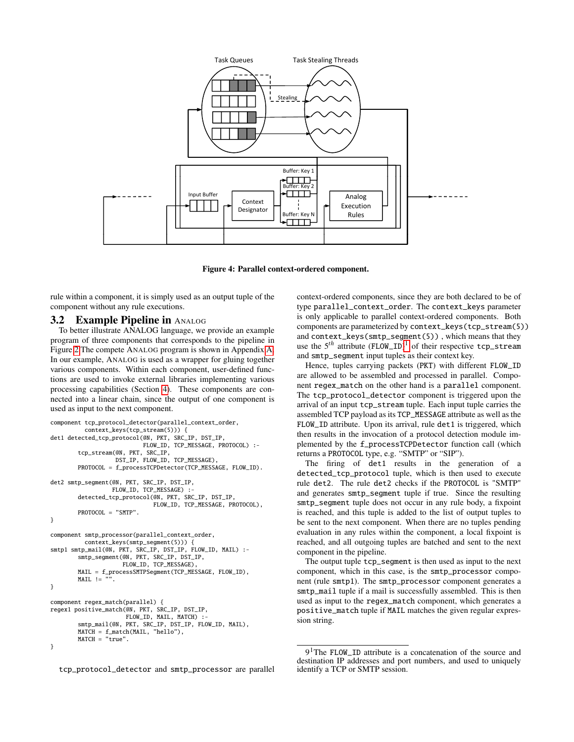Figure 4: Parallel context-ordered component.

rule within a component, it is simply used as an output tuple of the component without any rule executions.

## 3.2 Example Pipeline in ANALOG

To better illustrate ANALOG language, we provide an example program of three components that corresponds to the pipeline in Figure 2 The compete ANALOG program is shown in Appendix A. In our example, ANALOG is used as a wrapper for gluing together various components. Within each component, user-defined functions are used to invoke external libraries implementing various processing capabilities (Section 4). These components are connected into a linear chain, since the output of one component is used as input to the next component.

```
component tcp_protocol_detector(parallel_context_order,
          context_keys(tcp_stream(5))) {
det1 detected_tcp_protocol(@N, PKT, SRC_IP, DST_IP,
                           FLOW_ID, TCP_MESSAGE, PROTOCOL) :-
        tcp_stream(@N, PKT, SRC_IP,
                   DST_IP, FLOW_ID, TCP_MESSAGE),
        PROTOCOL = f_processTCPDetector(TCP_MESSAGE, FLOW_ID).

det2 smtp_segment(@N, PKT, SRC_IP, DST_IP,
                  FLOW_ID, TCP_MESSAGE) :-
        detected_tcp_protocol(@N, PKT, SRC_IP, DST_IP,
                              FLOW_ID, TCP_MESSAGE, PROTOCOL),
        PROTOCOL = "SMTP".
}

component smtp_processor(parallel_context_order,
          context_keys(smtp_segment(5))) {
smtp1 smtp_mail(@N, PKT, SRC_IP, DST_IP, FLOW_ID, MAIL) :-
        smtp_segment(@N, PKT, SRC_IP, DST_IP,
                     FLOW_ID, TCP_MESSAGE),
        MAIL = f_processSMTPSegment(TCP_MESSAGE, FLOW_ID),
        MAIL != "".
}

component regex_match(parallel) {
regex1 positive_match(@N, PKT, SRC_IP, DST_IP,
                      FLOW_ID, MAIL, MATCH) :-
        smtp_mail(@N, PKT, SRC_IP, DST_IP, FLOW_ID, MAIL),
        MATCH = f_match(MAIL, "hello"),
        MATCH = "true".
}
```

tcp_protocol_detector and smtp_processor are parallel context-ordered components, since they are both declared to be of type parallel_context_order. The context_keys parameter is only applicable to parallel context-ordered components. Both components are parameterized by context_keys(tcp_stream(5)) and context_keys(smtp_segment(5)) , which means that they use the $5^{th}$ attribute (FLOW_ID)[1] of their respective tcp_stream and smtp_segment input tuples as their context key.

Hence, tuples carrying packets (PKT) with different FLOW_ID are allowed to be assembled and processed in parallel. Component regex_match on the other hand is a parallel component. The tcp_protocol_detector component is triggered upon the arrival of an input tcp_stream tuple. Each input tuple carries the assembled TCP payload as its TCP_MESSAGE attribute as well as the FLOW_ID attribute. Upon its arrival, rule det1 is triggered, which then results in the invocation of a protocol detection module implemented by the f_processTCPDetector function call (which returns a PROTOCOL type, e.g. "SMTP" or "SIP").

The firing of det1 results in the generation of a detected_tcp_protocol tuple, which is then used to execute rule det2. The rule det2 checks if the PROTOCOL is "SMTP" and generates smtp_segment tuple if true. Since the resulting smtp_segment tuple does not occur in any rule body, a fixpoint is reached, and this tuple is added to the list of output tuples to be sent to the next component. When there are no tuples pending evaluation in any rules within the component, a local fixpoint is reached, and all outgoing tuples are batched and sent to the next component in the pipeline.

The output tuple tcp_segment is then used as input to the next component, which in this case, is the smtp_processor component (rule smtp1). The smtp_processor component generates a smtp_mail tuple if a mail is successfully assembled. This is then used as input to the regex_match component, which generates a positive_match tuple if MAIL matches the given regular expression string.

---

9[1]The FLOW_ID attribute is a concatenation of the source and destination IP addresses and port numbers, and used to uniquely identify a TCP or SMTP session.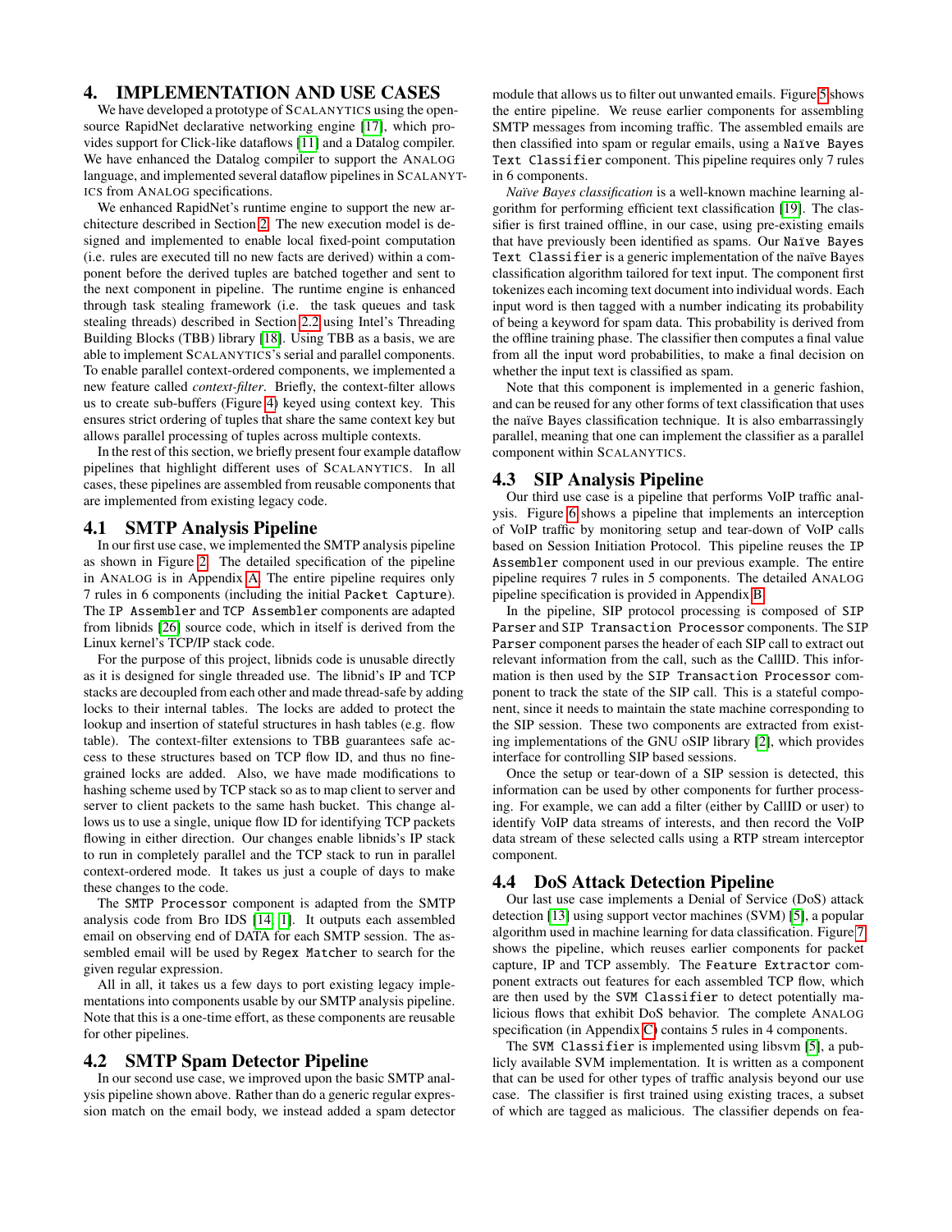## 4. IMPLEMENTATION AND USE CASES

We have developed a prototype of SCALANYTICS using the open-source RapidNet declarative networking engine [17], which provides support for Click-like dataflows [11] and a Datalog compiler. We have enhanced the Datalog compiler to support the ANALOG language, and implemented several dataflow pipelines in SCALANYTICS from ANALOG specifications.

We enhanced RapidNet's runtime engine to support the new architecture described in Section 2. The new execution model is designed and implemented to enable local fixed-point computation (i.e. rules are executed till no new facts are derived) within a component before the derived tuples are batched together and sent to the next component in pipeline. The runtime engine is enhanced through task stealing framework (i.e. the task queues and task stealing threads) described in Section 2.2 using Intel's Threading Building Blocks (TBB) library [18]. Using TBB as a basis, we are able to implement SCALANYTICS's serial and parallel components. To enable parallel context-ordered components, we implemented a new feature called *context-filter*. Briefly, the context-filter allows us to create sub-buffers (Figure 4) keyed using context key. This ensures strict ordering of tuples that share the same context key but allows parallel processing of tuples across multiple contexts.

In the rest of this section, we briefly present four example dataflow pipelines that highlight different uses of SCALANYTICS. In all cases, these pipelines are assembled from reusable components that are implemented from existing legacy code.

### 4.1 SMTP Analysis Pipeline

In our first use case, we implemented the SMTP analysis pipeline as shown in Figure 2. The detailed specification of the pipeline in ANALOG is in Appendix A. The entire pipeline requires only 7 rules in 6 components (including the initial `Packet Capture`). The `IP Assembler` and `TCP Assembler` components are adapted from libnids [26] source code, which in itself is derived from the Linux kernel's TCP/IP stack code.

For the purpose of this project, libnids code is unusable directly as it is designed for single threaded use. The libnid's IP and TCP stacks are decoupled from each other and made thread-safe by adding locks to their internal tables. The locks are added to protect the lookup and insertion of stateful structures in hash tables (e.g. flow table). The context-filter extensions to TBB guarantees safe access to these structures based on TCP flow ID, and thus no fine-grained locks are added. Also, we have made modifications to hashing scheme used by TCP stack so as to map client to server and server to client packets to the same hash bucket. This change allows us to use a single, unique flow ID for identifying TCP packets flowing in either direction. Our changes enable libnids's IP stack to run in completely parallel and the TCP stack to run in parallel context-ordered mode. It takes us just a couple of days to make these changes to the code.

The `SMTP Processor` component is adapted from the SMTP analysis code from Bro IDS [14, 1]. It outputs each assembled email on observing end of DATA for each SMTP session. The assembled email will be used by `Regex Matcher` to search for the given regular expression.

All in all, it takes us a few days to port existing legacy implementations into components usable by our SMTP analysis pipeline. Note that this is a one-time effort, as these components are reusable for other pipelines.

### 4.2 SMTP Spam Detector Pipeline

In our second use case, we improved upon the basic SMTP analysis pipeline shown above. Rather than do a generic regular expression match on the email body, we instead added a spam detector module that allows us to filter out unwanted emails. Figure 5 shows the entire pipeline. We reuse earlier components for assembling SMTP messages from incoming traffic. The assembled emails are then classified into spam or regular emails, using a `Naïve Bayes Text Classifier` component. This pipeline requires only 7 rules in 6 components.

*Naïve Bayes classification* is a well-known machine learning algorithm for performing efficient text classification [19]. The classifier is first trained offline, in our case, using pre-existing emails that have previously been identified as spams. Our `Naïve Bayes Text Classifier` is a generic implementation of the naïve Bayes classification algorithm tailored for text input. The component first tokenizes each incoming text document into individual words. Each input word is then tagged with a number indicating its probability of being a keyword for spam data. This probability is derived from the offline training phase. The classifier then computes a final value from all the input word probabilities, to make a final decision on whether the input text is classified as spam.

Note that this component is implemented in a generic fashion, and can be reused for any other forms of text classification that uses the naïve Bayes classification technique. It is also embarrassingly parallel, meaning that one can implement the classifier as a parallel component within SCALANYTICS.

### 4.3 SIP Analysis Pipeline

Our third use case is a pipeline that performs VoIP traffic analysis. Figure 6 shows a pipeline that implements an interception of VoIP traffic by monitoring setup and tear-down of VoIP calls based on Session Initiation Protocol. This pipeline reuses the `IP Assembler` component used in our previous example. The entire pipeline requires 7 rules in 5 components. The detailed ANALOG pipeline specification is provided in Appendix B.

In the pipeline, SIP protocol processing is composed of `SIP Parser` and `SIP Transaction Processor` components. The `SIP Parser` component parses the header of each SIP call to extract out relevant information from the call, such as the CallID. This information is then used by the `SIP Transaction Processor` component to track the state of the SIP call. This is a stateful component, since it needs to maintain the state machine corresponding to the SIP session. These two components are extracted from existing implementations of the GNU oSIP library [2], which provides interface for controlling SIP based sessions.

Once the setup or tear-down of a SIP session is detected, this information can be used by other components for further processing. For example, we can add a filter (either by CallID or user) to identify VoIP data streams of interests, and then record the VoIP data stream of these selected calls using a RTP stream interceptor component.

### 4.4 DoS Attack Detection Pipeline

Our last use case implements a Denial of Service (DoS) attack detection [13] using support vector machines (SVM) [5], a popular algorithm used in machine learning for data classification. Figure 7 shows the pipeline, which reuses earlier components for packet capture, IP and TCP assembly. The `Feature Extractor` component extracts out features for each assembled TCP flow, which are then used by the `SVM Classifier` to detect potentially malicious flows that exhibit DoS behavior. The complete ANALOG specification (in Appendix C) contains 5 rules in 4 components.

The `SVM Classifier` is implemented using libsvm [5], a publicly available SVM implementation. It is written as a component that can be used for other types of traffic analysis beyond our use case. The classifier is first trained using existing traces, a subset of which are tagged as malicious. The classifier depends on fea-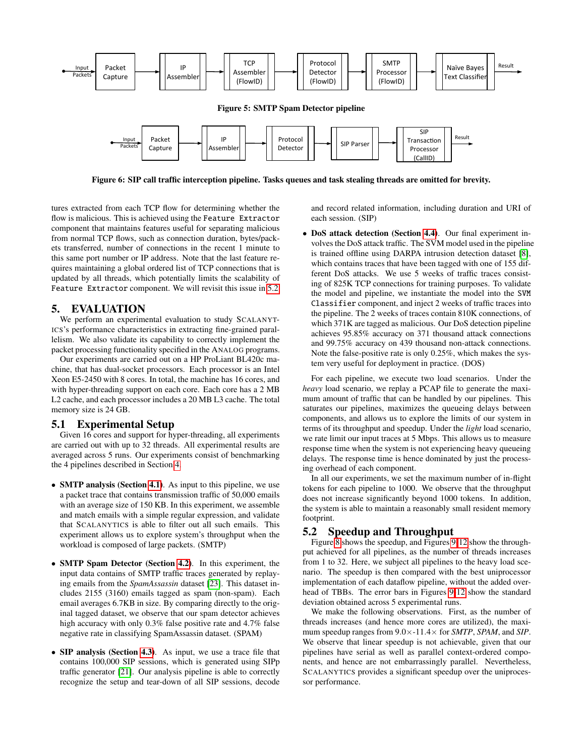Figure 5: SMTP Spam Detector pipeline

Figure 6: SIP call traffic interception pipeline. Tasks queues and task stealing threads are omitted for brevity.

tures extracted from each TCP flow for determining whether the flow is malicious. This is achieved using the `Feature Extractor` component that maintains features useful for separating malicious from normal TCP flows, such as connection duration, bytes/packets transferred, number of connections in the recent 1 minute to this same port number or IP address. Note that the last feature requires maintaining a global ordered list of TCP connections that is updated by all threads, which potentially limits the scalability of `Feature Extractor` component. We will revisit this issue in 5.2.

# 5. EVALUATION

We perform an experimental evaluation to study SCALANYTICS's performance characteristics in extracting fine-grained parallelism. We also validate its capability to correctly implement the packet processing functionality specified in the ANALOG programs.

Our experiments are carried out on a HP ProLiant BL420c machine, that has dual-socket processors. Each processor is an Intel Xeon E5-2450 with 8 cores. In total, the machine has 16 cores, and with hyper-threading support on each core. Each core has a 2 MB L2 cache, and each processor includes a 20 MB L3 cache. The total memory size is 24 GB.

## 5.1 Experimental Setup

Given 16 cores and support for hyper-threading, all experiments are carried out with up to 32 threads. All experimental results are averaged across 5 runs. Our experiments consist of benchmarking the 4 pipelines described in Section 4.

- **SMTP analysis (Section 4.1)**. As input to this pipeline, we use a packet trace that contains transmission traffic of 50,000 emails with an average size of 150 KB. In this experiment, we assemble and match emails with a simple regular expression, and validate that SCALANYTICS is able to filter out all such emails. This experiment allows us to explore system's throughput when the workload is composed of large packets. (SMTP)
- **SMTP Spam Detector (Section 4.2)**. In this experiment, the input data contains of SMTP traffic traces generated by replaying emails from the *SpamAssassin* dataset [23]. This dataset includes 2155 (3160) emails tagged as spam (non-spam). Each email averages 6.7KB in size. By comparing directly to the original tagged dataset, we observe that our spam detector achieves high accuracy with only 0.3% false positive rate and 4.7% false negative rate in classifying SpamAssassin dataset. (SPAM)
- **SIP analysis (Section 4.3)**. As input, we use a trace file that contains 100,000 SIP sessions, which is generated using SIPp traffic generator [21]. Our analysis pipeline is able to correctly recognize the setup and tear-down of all SIP sessions, decode and record related information, including duration and URI of each session. (SIP)
- **DoS attack detection (Section 4.4)**. Our final experiment involves the DoS attack traffic. The SVM model used in the pipeline is trained offline using DARPA intrusion detection dataset [8], which contains traces that have been tagged with one of 155 different DoS attacks. We use 5 weeks of traffic traces consisting of 825K TCP connections for training purposes. To validate the model and pipeline, we instantiate the model into the `SVM Classifier` component, and inject 2 weeks of traffic traces into the pipeline. The 2 weeks of traces contain 810K connections, of which 371K are tagged as malicious. Our DoS detection pipeline achieves 95.85% accuracy on 371 thousand attack connections and 99.75% accuracy on 439 thousand non-attack connections. Note the false-positive rate is only 0.25%, which makes the system very useful for deployment in practice. (DOS)

For each pipeline, we execute two load scenarios. Under the *heavy* load scenario, we replay a PCAP file to generate the maximum amount of traffic that can be handled by our pipelines. This saturates our pipelines, maximizes the queueing delays between components, and allows us to explore the limits of our system in terms of its throughput and speedup. Under the *light* load scenario, we rate limit our input traces at 5 Mbps. This allows us to measure response time when the system is not experiencing heavy queueing delays. The response time is hence dominated by just the processing overhead of each component.

In all our experiments, we set the maximum number of in-flight tokens for each pipeline to 1000. We observe that the throughput does not increase significantly beyond 1000 tokens. In addition, the system is able to maintain a reasonably small resident memory footprint.

## 5.2 Speedup and Throughput

Figure 8 shows the speedup, and Figures 9-12 show the throughput achieved for all pipelines, as the number of threads increases from 1 to 32. Here, we subject all pipelines to the heavy load scenario. The speedup is then compared with the best uniprocessor implementation of each dataflow pipeline, without the added overhead of TBBs. The error bars in Figures 9-12 show the standard deviation obtained across 5 experimental runs.

We make the following observations. First, as the number of threads increases (and hence more cores are utilized), the maximum speedup ranges from 9.0×-11.4× for *SMTP*, *SPAM*, and *SIP*. We observe that linear speedup is not achievable, given that our pipelines have serial as well as parallel context-ordered components, and hence are not embarrassingly parallel. Nevertheless, SCALANYTICS provides a significant speedup over the uniprocessor performance.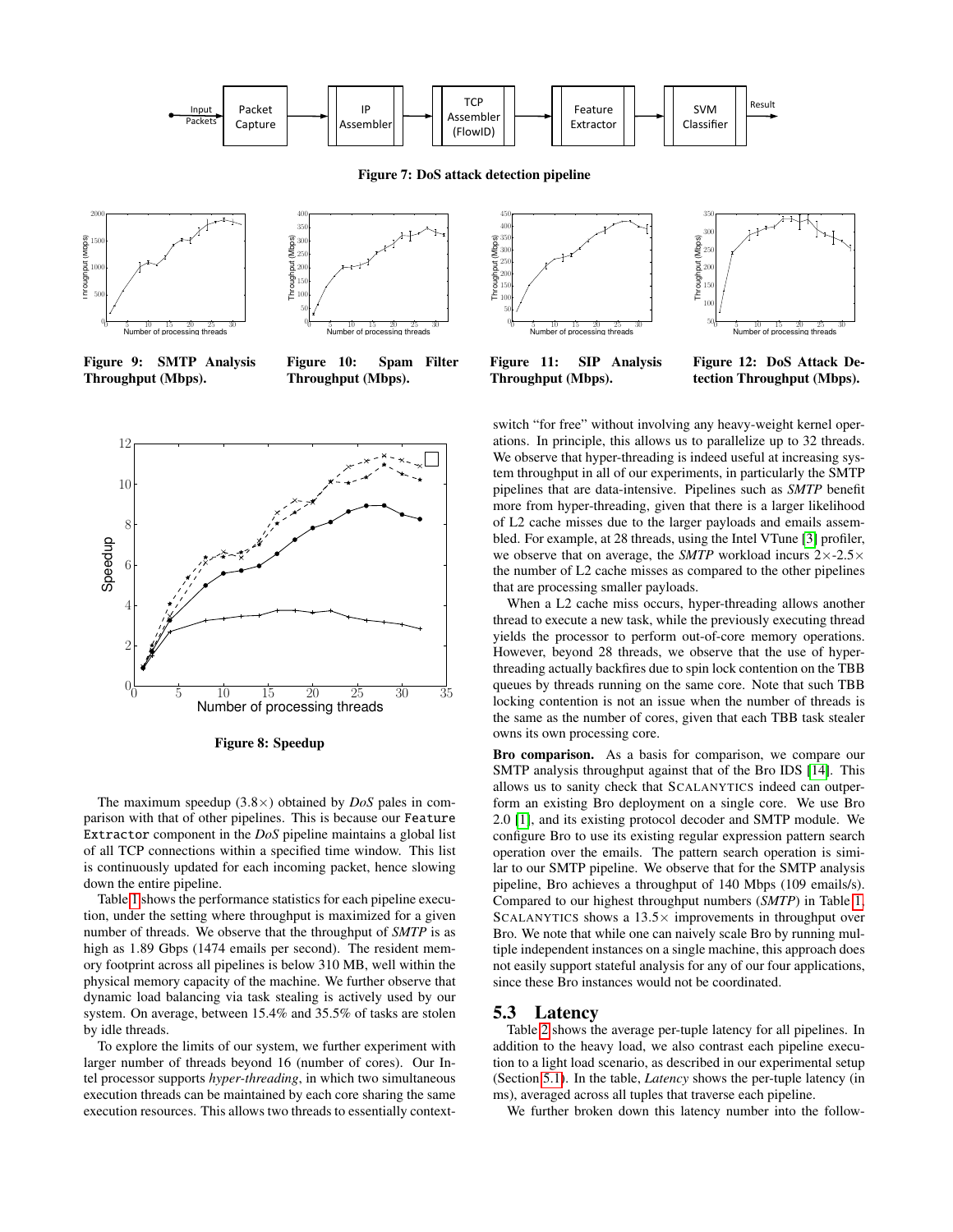Figure 7: DoS attack detection pipeline

Figure 9: SMTP Analysis Throughput (Mbps).

Figure 10: Spam Filter Throughput (Mbps).

Figure 11: SIP Analysis Throughput (Mbps).

Figure 12: DoS Attack Detection Throughput (Mbps).

Figure 8: Speedup

The maximum speedup (3.8×) obtained by *DoS* pales in comparison with that of other pipelines. This is because our `Feature Extractor` component in the *DoS* pipeline maintains a global list of all TCP connections within a specified time window. This list is continuously updated for each incoming packet, hence slowing down the entire pipeline.

Table 1 shows the performance statistics for each pipeline execution, under the setting where throughput is maximized for a given number of threads. We observe that the throughput of *SMTP* is as high as 1.89 Gbps (1474 emails per second). The resident memory footprint across all pipelines is below 310 MB, well within the physical memory capacity of the machine. We further observe that dynamic load balancing via task stealing is actively used by our system. On average, between 15.4% and 35.5% of tasks are stolen by idle threads.

To explore the limits of our system, we further experiment with larger number of threads beyond 16 (number of cores). Our Intel processor supports *hyper-threading*, in which two simultaneous execution threads can be maintained by each core sharing the same execution resources. This allows two threads to essentially context-switch "for free" without involving any heavy-weight kernel operations. In principle, this allows us to parallelize up to 32 threads. We observe that hyper-threading is indeed useful at increasing system throughput in all of our experiments, in particularly the SMTP pipelines that are data-intensive. Pipelines such as *SMTP* benefit more from hyper-threading, given that there is a larger likelihood of L2 cache misses due to the larger payloads and emails assembled. For example, at 28 threads, using the Intel VTune [3] profiler, we observe that on average, the *SMTP* workload incurs 2×-2.5× the number of L2 cache misses as compared to the other pipelines that are processing smaller payloads.

When a L2 cache miss occurs, hyper-threading allows another thread to execute a new task, while the previously executing thread yields the processor to perform out-of-core memory operations. However, beyond 28 threads, we observe that the use of hyper-threading actually backfires due to spin lock contention on the TBB queues by threads running on the same core. Note that such TBB locking contention is not an issue when the number of threads is the same as the number of cores, given that each TBB task stealer owns its own processing core.

**Bro comparison.** As a basis for comparison, we compare our SMTP analysis throughput against that of the Bro IDS [14]. This allows us to sanity check that SCALANYTICS indeed can outperform an existing Bro deployment on a single core. We use Bro 2.0 [1], and its existing protocol decoder and SMTP module. We configure Bro to use its existing regular expression pattern search operation over the emails. The pattern search operation is similar to our SMTP pipeline. We observe that for the SMTP analysis pipeline, Bro achieves a throughput of 140 Mbps (109 emails/s). Compared to our highest throughput numbers (*SMTP*) in Table 1, SCALANYTICS shows a 13.5× improvements in throughput over Bro. We note that while one can naively scale Bro by running multiple independent instances on a single machine, this approach does not easily support stateful analysis for any of our four applications, since these Bro instances would not be coordinated.

## 5.3 Latency

Table 2 shows the average per-tuple latency for all pipelines. In addition to the heavy load, we also contrast each pipeline execution to a light load scenario, as described in our experimental setup (Section 5.1). In the table, *Latency* shows the per-tuple latency (in ms), averaged across all tuples that traverse each pipeline.

We further broken down this latency number into the follow-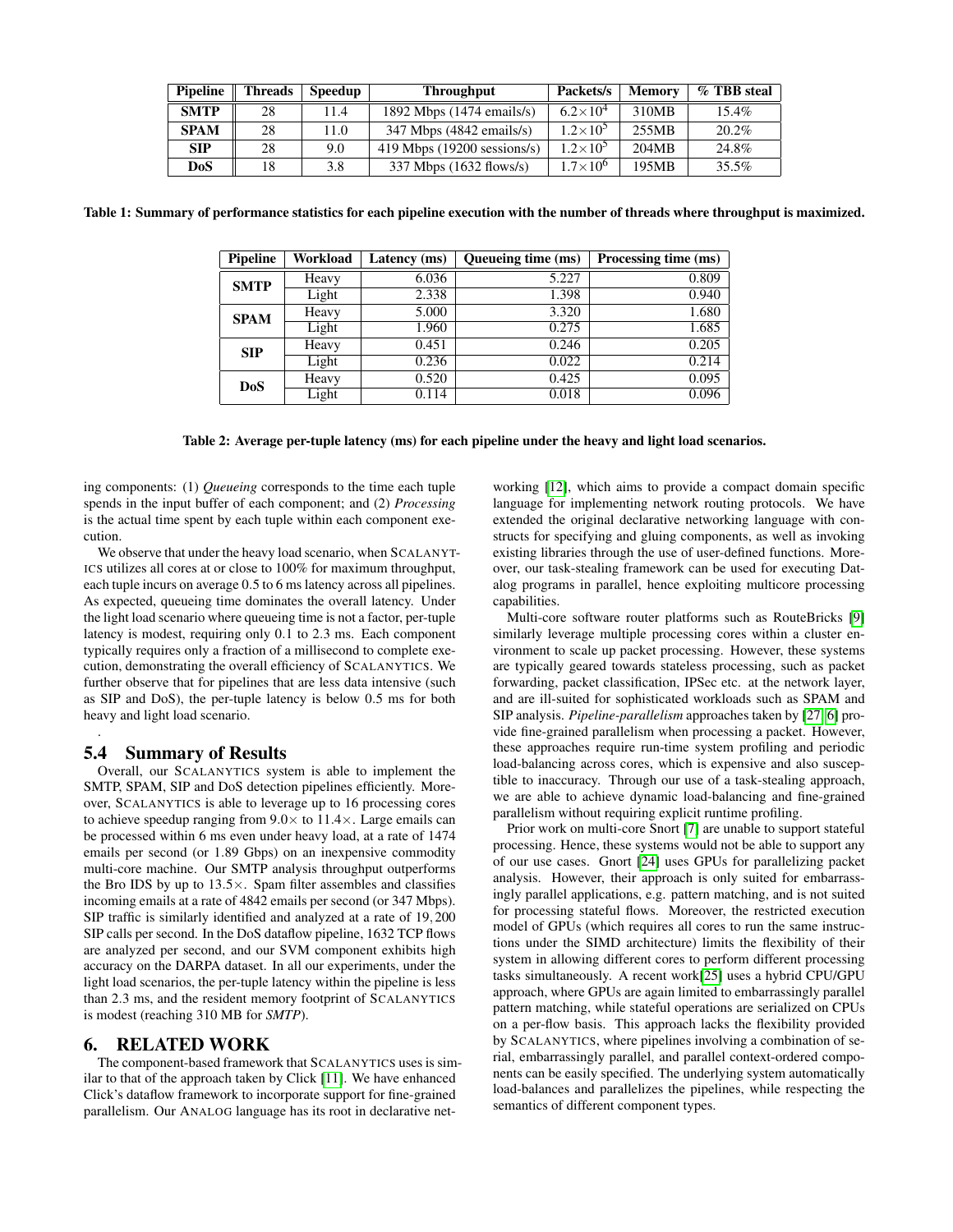| Pipeline | Threads | Speedup | Throughput | Packets/s | Memory | % TBB steal |
|---|---|---|---|---|---|---|
| **SMTP** | 28 | 11.4 | 1892 Mbps (1474 emails/s) | $6.2\times10^4$ | 310MB | 15.4% |
| **SPAM** | 28 | 11.0 | 347 Mbps (4842 emails/s) | $1.2\times10^5$ | 255MB | 20.2% |
| **SIP** | 28 | 9.0 | 419 Mbps (19200 sessions/s) | $1.2\times10^5$ | 204MB | 24.8% |
| **DoS** | 18 | 3.8 | 337 Mbps (1632 flows/s) | $1.7\times10^6$ | 195MB | 35.5% |

**Table 1: Summary of performance statistics for each pipeline execution with the number of threads where throughput is maximized.**

| Pipeline | Workload | Latency (ms) | Queueing time (ms) | Processing time (ms) |
|---|---|---|---|---|
| **SMTP** | Heavy | 6.036 | 5.227 | 0.809 |
| | Light | 2.338 | 1.398 | 0.940 |
| **SPAM** | Heavy | 5.000 | 3.320 | 1.680 |
| | Light | 1.960 | 0.275 | 1.685 |
| **SIP** | Heavy | 0.451 | 0.246 | 0.205 |
| | Light | 0.236 | 0.022 | 0.214 |
| **DoS** | Heavy | 0.520 | 0.425 | 0.095 |
| | Light | 0.114 | 0.018 | 0.096 |

**Table 2: Average per-tuple latency (ms) for each pipeline under the heavy and light load scenarios.**

ing components: (1) *Queueing* corresponds to the time each tuple spends in the input buffer of each component; and (2) *Processing* is the actual time spent by each tuple within each component execution.

We observe that under the heavy load scenario, when SCALANYTICS utilizes all cores at or close to 100% for maximum throughput, each tuple incurs on average 0.5 to 6 ms latency across all pipelines. As expected, queueing time dominates the overall latency. Under the light load scenario where queueing time is not a factor, per-tuple latency is modest, requiring only 0.1 to 2.3 ms. Each component typically requires only a fraction of a millisecond to complete execution, demonstrating the overall efficiency of SCALANYTICS. We further observe that for pipelines that are less data intensive (such as SIP and DoS), the per-tuple latency is below 0.5 ms for both heavy and light load scenario.

.

## 5.4 Summary of Results

Overall, our SCALANYTICS system is able to implement the SMTP, SPAM, SIP and DoS detection pipelines efficiently. Moreover, SCALANYTICS is able to leverage up to 16 processing cores to achieve speedup ranging from $9.0\times$ to $11.4\times$. Large emails can be processed within 6 ms even under heavy load, at a rate of 1474 emails per second (or 1.89 Gbps) on an inexpensive commodity multi-core machine. Our SMTP analysis throughput outperforms the Bro IDS by up to $13.5\times$. Spam filter assembles and classifies incoming emails at a rate of 4842 emails per second (or 347 Mbps). SIP traffic is similarly identified and analyzed at a rate of 19,200 SIP calls per second. In the DoS dataflow pipeline, 1632 TCP flows are analyzed per second, and our SVM component exhibits high accuracy on the DARPA dataset. In all our experiments, under the light load scenarios, the per-tuple latency within the pipeline is less than 2.3 ms, and the resident memory footprint of SCALANYTICS is modest (reaching 310 MB for *SMTP*).

# 6. RELATED WORK

The component-based framework that SCALANYTICS uses is similar to that of the approach taken by Click [11]. We have enhanced Click's dataflow framework to incorporate support for fine-grained parallelism. Our ANALOG language has its root in declarative networking [12], which aims to provide a compact domain specific language for implementing network routing protocols. We have extended the original declarative networking language with constructs for specifying and gluing components, as well as invoking existing libraries through the use of user-defined functions. Moreover, our task-stealing framework can be used for executing Datalog programs in parallel, hence exploiting multicore processing capabilities.

Multi-core software router platforms such as RouteBricks [9] similarly leverage multiple processing cores within a cluster environment to scale up packet processing. However, these systems are typically geared towards stateless processing, such as packet forwarding, packet classification, IPSec etc. at the network layer, and are ill-suited for sophisticated workloads such as SPAM and SIP analysis. *Pipeline-parallelism* approaches taken by [27, 6] provide fine-grained parallelism when processing a packet. However, these approaches require run-time system profiling and periodic load-balancing across cores, which is expensive and also susceptible to inaccuracy. Through our use of a task-stealing approach, we are able to achieve dynamic load-balancing and fine-grained parallelism without requiring explicit runtime profiling.

Prior work on multi-core Snort [7] are unable to support stateful processing. Hence, these systems would not be able to support any of our use cases. Gnort [24] uses GPUs for parallelizing packet analysis. However, their approach is only suited for embarrassingly parallel applications, e.g. pattern matching, and is not suited for processing stateful flows. Moreover, the restricted execution model of GPUs (which requires all cores to run the same instructions under the SIMD architecture) limits the flexibility of their system in allowing different cores to perform different processing tasks simultaneously. A recent work[25] uses a hybrid CPU/GPU approach, where GPUs are again limited to embarrassingly parallel pattern matching, while stateful operations are serialized on CPUs on a per-flow basis. This approach lacks the flexibility provided by SCALANYTICS, where pipelines involving a combination of serial, embarrassingly parallel, and parallel context-ordered components can be easily specified. The underlying system automatically load-balances and parallelizes the pipelines, while respecting the semantics of different component types.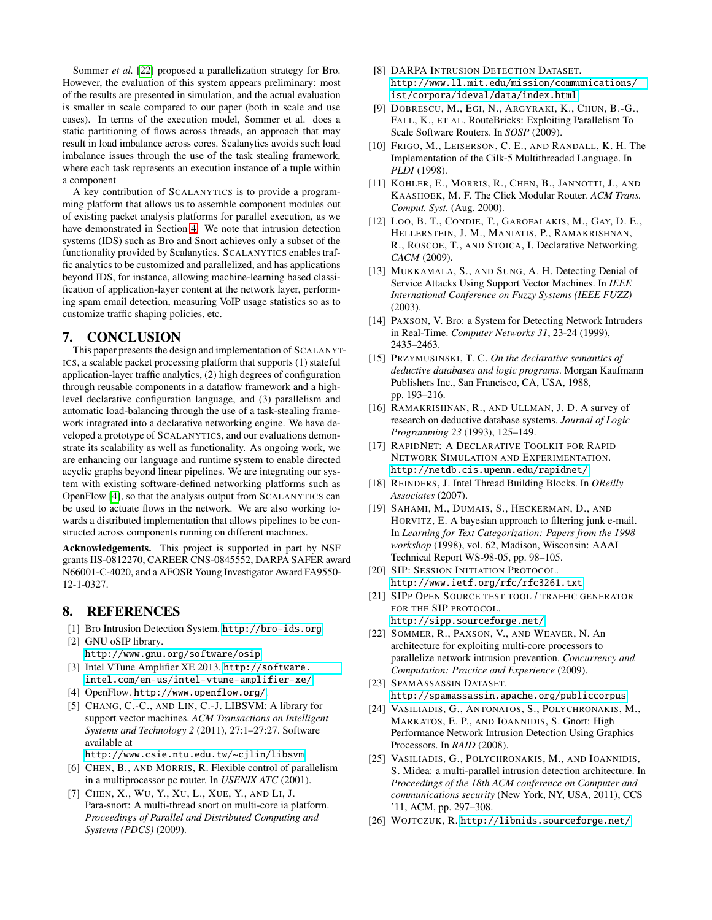Sommer *et al.* [22] proposed a parallelization strategy for Bro. However, the evaluation of this system appears preliminary: most of the results are presented in simulation, and the actual evaluation is smaller in scale compared to our paper (both in scale and use cases). In terms of the execution model, Sommer et al. does a static partitioning of flows across threads, an approach that may result in load imbalance across cores. Scalanytics avoids such load imbalance issues through the use of the task stealing framework, where each task represents an execution instance of a tuple within a component

A key contribution of SCALANYTICS is to provide a programming platform that allows us to assemble component modules out of existing packet analysis platforms for parallel execution, as we have demonstrated in Section 4. We note that intrusion detection systems (IDS) such as Bro and Snort achieves only a subset of the functionality provided by Scalanytics. SCALANYTICS enables traffic analytics to be customized and parallelized, and has applications beyond IDS, for instance, allowing machine-learning based classification of application-layer content at the network layer, performing spam email detection, measuring VoIP usage statistics so as to customize traffic shaping policies, etc.

## 7. CONCLUSION

This paper presents the design and implementation of SCALANYTICS, a scalable packet processing platform that supports (1) stateful application-layer traffic analytics, (2) high degrees of configuration through reusable components in a dataflow framework and a high-level declarative configuration language, and (3) parallelism and automatic load-balancing through the use of a task-stealing framework integrated into a declarative networking engine. We have developed a prototype of SCALANYTICS, and our evaluations demonstrate its scalability as well as functionality. As ongoing work, we are enhancing our language and runtime system to enable directed acyclic graphs beyond linear pipelines. We are integrating our system with existing software-defined networking platforms such as OpenFlow [4], so that the analysis output from SCALANYTICS can be used to actuate flows in the network. We are also working towards a distributed implementation that allows pipelines to be constructed across components running on different machines.

**Acknowledgements.** This project is supported in part by NSF grants IIS-0812270, CAREER CNS-0845552, DARPA SAFER award N66001-C-4020, and a AFOSR Young Investigator Award FA9550-12-1-0327.

## 8. REFERENCES

[1] Bro Intrusion Detection System. http://bro-ids.org

[2] GNU oSIP library. http://www.gnu.org/software/osip

[3] Intel VTune Amplifier XE 2013. http://software.intel.com/en-us/intel-vtune-amplifier-xe/

[4] OpenFlow. http://www.openflow.org/

[5] CHANG, C.-C., AND LIN, C.-J. LIBSVM: A library for support vector machines. *ACM Transactions on Intelligent Systems and Technology 2* (2011), 27:1–27:27. Software available at http://www.csie.ntu.edu.tw/~cjlin/libsvm

[6] CHEN, B., AND MORRIS, R. Flexible control of parallelism in a multiprocessor pc router. In *USENIX ATC* (2001).

[7] CHEN, X., WU, Y., XU, L., XUE, Y., AND LI, J. Para-snort: A multi-thread snort on multi-core ia platform. *Proceedings of Parallel and Distributed Computing and Systems (PDCS)* (2009).

[8] DARPA INTRUSION DETECTION DATASET. http://www.ll.mit.edu/mission/communications/ist/corpora/ideval/data/index.html

[9] DOBRESCU, M., EGI, N., ARGYRAKI, K., CHUN, B.-G., FALL, K., ET AL. RouteBricks: Exploiting Parallelism To Scale Software Routers. In *SOSP* (2009).

[10] FRIGO, M., LEISERSON, C. E., AND RANDALL, K. H. The Implementation of the Cilk-5 Multithreaded Language. In *PLDI* (1998).

[11] KOHLER, E., MORRIS, R., CHEN, B., JANNOTTI, J., AND KAASHOEK, M. F. The Click Modular Router. *ACM Trans. Comput. Syst.* (Aug. 2000).

[12] LOO, B. T., CONDIE, T., GAROFALAKIS, M., GAY, D. E., HELLERSTEIN, J. M., MANIATIS, P., RAMAKRISHNAN, R., ROSCOE, T., AND STOICA, I. Declarative Networking. *CACM* (2009).

[13] MUKKAMALA, S., AND SUNG, A. H. Detecting Denial of Service Attacks Using Support Vector Machines. In *IEEE International Conference on Fuzzy Systems (IEEE FUZZ)* (2003).

[14] PAXSON, V. Bro: a System for Detecting Network Intruders in Real-Time. *Computer Networks 31*, 23-24 (1999), 2435–2463.

[15] PRZYMUSINSKI, T. C. *On the declarative semantics of deductive databases and logic programs*. Morgan Kaufmann Publishers Inc., San Francisco, CA, USA, 1988, pp. 193–216.

[16] RAMAKRISHNAN, R., AND ULLMAN, J. D. A survey of research on deductive database systems. *Journal of Logic Programming 23* (1993), 125–149.

[17] RAPIDNET: A DECLARATIVE TOOLKIT FOR RAPID NETWORK SIMULATION AND EXPERIMENTATION. http://netdb.cis.upenn.edu/rapidnet/

[18] REINDERS, J. Intel Thread Building Blocks. In *OReilly Associates* (2007).

[19] SAHAMI, M., DUMAIS, S., HECKERMAN, D., AND HORVITZ, E. A bayesian approach to filtering junk e-mail. In *Learning for Text Categorization: Papers from the 1998 workshop* (1998), vol. 62, Madison, Wisconsin: AAAI Technical Report WS-98-05, pp. 98–105.

[20] SIP: SESSION INITIATION PROTOCOL. http://www.ietf.org/rfc/rfc3261.txt

[21] SIPP OPEN SOURCE TEST TOOL / TRAFFIC GENERATOR FOR THE SIP PROTOCOL. http://sipp.sourceforge.net/

[22] SOMMER, R., PAXSON, V., AND WEAVER, N. An architecture for exploiting multi-core processors to parallelize network intrusion prevention. *Concurrency and Computation: Practice and Experience* (2009).

[23] SPAMASSASSIN DATASET. http://spamassassin.apache.org/publiccorpus

[24] VASILIADIS, G., ANTONATOS, S., POLYCHRONAKIS, M., MARKATOS, E. P., AND IOANNIDIS, S. Gnort: High Performance Network Intrusion Detection Using Graphics Processors. In *RAID* (2008).

[25] VASILIADIS, G., POLYCHRONAKIS, M., AND IOANNIDIS, S. Midea: a multi-parallel intrusion detection architecture. In *Proceedings of the 18th ACM conference on Computer and communications security* (New York, NY, USA, 2011), CCS '11, ACM, pp. 297–308.

[26] WOJTCZUK, R. http://libnids.sourceforge.net/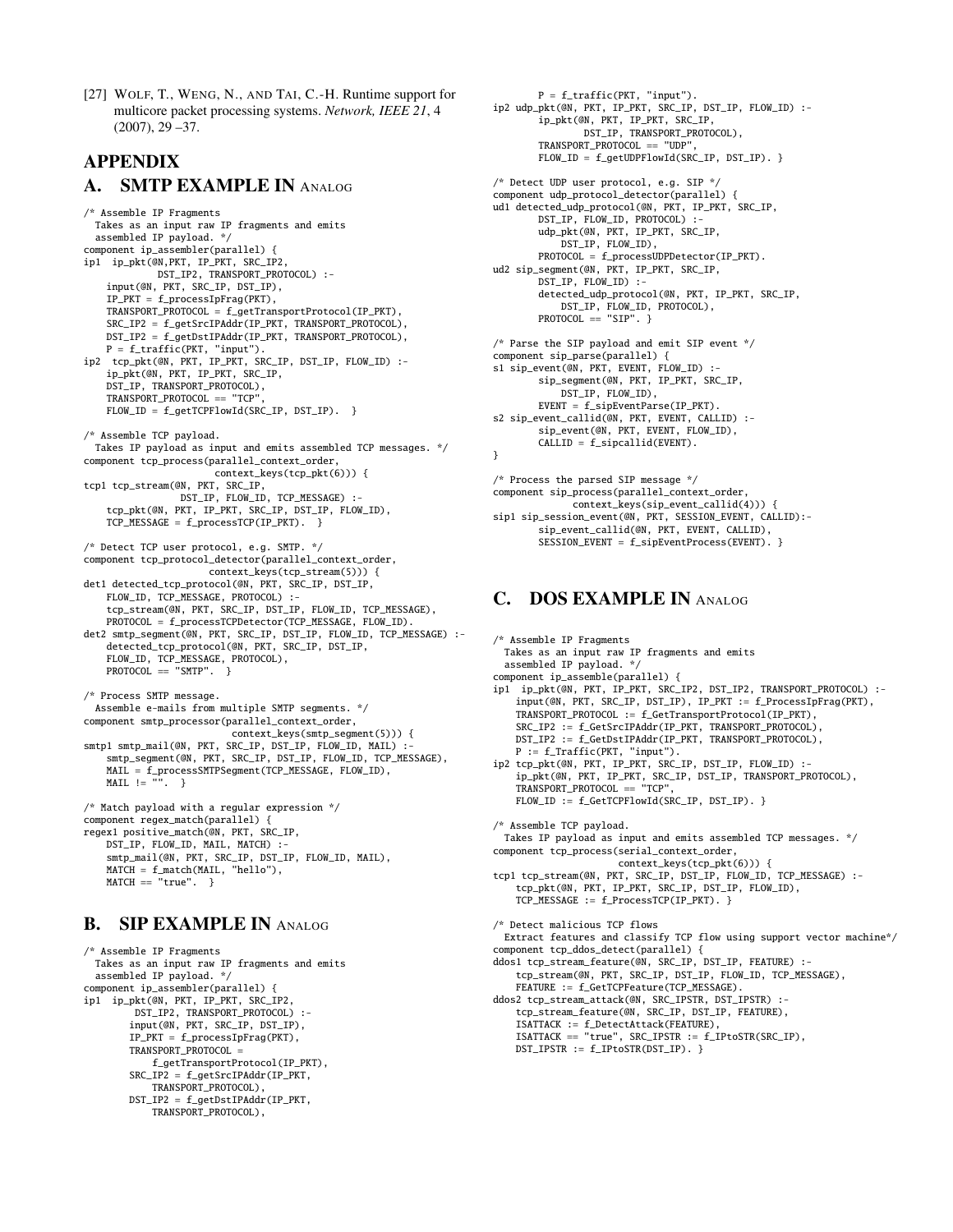[27] Wolf, T., Weng, N., and Tai, C.-H. Runtime support for multicore packet processing systems. *Network, IEEE 21*, 4 (2007), 29 –37.

# APPENDIX

## A. SMTP EXAMPLE IN Analog

```
/* Assemble IP Fragments
  Takes as an input raw IP fragments and emits
  assembled IP payload. */
component ip_assembler(parallel) {
ip1  ip_pkt(@N,PKT, IP_PKT, SRC_IP2,
            DST_IP2, TRANSPORT_PROTOCOL) :-
    input(@N, PKT, SRC_IP, DST_IP),
    IP_PKT = f_processIpFrag(PKT),
    TRANSPORT_PROTOCOL = f_getTransportProtocol(IP_PKT),
    SRC_IP2 = f_getSrcIPAddr(IP_PKT, TRANSPORT_PROTOCOL),
    DST_IP2 = f_getDstIPAddr(IP_PKT, TRANSPORT_PROTOCOL),
    P = f_traffic(PKT, "input").
ip2  tcp_pkt(@N, PKT, IP_PKT, SRC_IP, DST_IP, FLOW_ID) :-
    ip_pkt(@N, PKT, IP_PKT, SRC_IP,
    DST_IP, TRANSPORT_PROTOCOL),
    TRANSPORT_PROTOCOL == "TCP",
    FLOW_ID = f_getTCPFlowId(SRC_IP, DST_IP).  }

/* Assemble TCP payload.
  Takes IP payload as input and emits assembled TCP messages. */
component tcp_process(parallel_context_order,
                      context_keys(tcp_pkt(6))) {
tcp1 tcp_stream(@N, PKT, SRC_IP,
                DST_IP, FLOW_ID, TCP_MESSAGE) :-
    tcp_pkt(@N, PKT, IP_PKT, SRC_IP, DST_IP, FLOW_ID),
    TCP_MESSAGE = f_processTCP(IP_PKT).  }

/* Detect TCP user protocol, e.g. SMTP. */
component tcp_protocol_detector(parallel_context_order,
                     context_keys(tcp_stream(5))) {
det1 detected_tcp_protocol(@N, PKT, SRC_IP, DST_IP,
    FLOW_ID, TCP_MESSAGE, PROTOCOL) :-
    tcp_stream(@N, PKT, SRC_IP, DST_IP, FLOW_ID, TCP_MESSAGE),
    PROTOCOL = f_processTCPDetector(TCP_MESSAGE, FLOW_ID).
det2 smtp_segment(@N, PKT, SRC_IP, DST_IP, FLOW_ID, TCP_MESSAGE) :-
    detected_tcp_protocol(@N, PKT, SRC_IP, DST_IP,
    FLOW_ID, TCP_MESSAGE, PROTOCOL),
    PROTOCOL == "SMTP".  }

/* Process SMTP message.
  Assemble e-mails from multiple SMTP segments. */
component smtp_processor(parallel_context_order,
                         context_keys(smtp_segment(5))) {
smtp1 smtp_mail(@N, PKT, SRC_IP, DST_IP, FLOW_ID, MAIL) :-
    smtp_segment(@N, PKT, SRC_IP, DST_IP, FLOW_ID, TCP_MESSAGE),
    MAIL = f_processSMTPSegment(TCP_MESSAGE, FLOW_ID),
    MAIL != "".  }

/* Match payload with a regular expression */
component regex_match(parallel) {
regex1 positive_match(@N, PKT, SRC_IP,
    DST_IP, FLOW_ID, MAIL, MATCH) :-
    smtp_mail(@N, PKT, SRC_IP, DST_IP, FLOW_ID, MAIL),
    MATCH = f_match(MAIL, "hello"),
    MATCH == "true".  }
```

## B. SIP EXAMPLE IN Analog

```
/* Assemble IP Fragments
  Takes as an input raw IP fragments and emits
  assembled IP payload. */
component ip_assembler(parallel) {
ip1  ip_pkt(@N, PKT, IP_PKT, SRC_IP2,
        DST_IP2, TRANSPORT_PROTOCOL) :-
        input(@N, PKT, SRC_IP, DST_IP),
        IP_PKT = f_processIpFrag(PKT),
        TRANSPORT_PROTOCOL =
            f_getTransportProtocol(IP_PKT),
        SRC_IP2 = f_getSrcIPAddr(IP_PKT,
            TRANSPORT_PROTOCOL),
        DST_IP2 = f_getDstIPAddr(IP_PKT,
            TRANSPORT_PROTOCOL),
        P = f_traffic(PKT, "input").
ip2 udp_pkt(@N, PKT, IP_PKT, SRC_IP, DST_IP, FLOW_ID) :-
        ip_pkt(@N, PKT, IP_PKT, SRC_IP,
            DST_IP, TRANSPORT_PROTOCOL),
        TRANSPORT_PROTOCOL == "UDP",
        FLOW_ID = f_getUDPFlowId(SRC_IP, DST_IP). }

/* Detect UDP user protocol, e.g. SIP */
component udp_protocol_detector(parallel) {
ud1 detected_udp_protocol(@N, PKT, IP_PKT, SRC_IP,
        DST_IP, FLOW_ID, PROTOCOL) :-
        udp_pkt(@N, PKT, IP_PKT, SRC_IP,
            DST_IP, FLOW_ID),
        PROTOCOL = f_processUDPDetector(IP_PKT).
ud2 sip_segment(@N, PKT, IP_PKT, SRC_IP,
        DST_IP, FLOW_ID) :-
        detected_udp_protocol(@N, PKT, IP_PKT, SRC_IP,
            DST_IP, FLOW_ID, PROTOCOL),
        PROTOCOL == "SIP". }

/* Parse the SIP payload and emit SIP event */
component sip_parse(parallel) {
s1 sip_event(@N, PKT, EVENT, FLOW_ID) :-
        sip_segment(@N, PKT, IP_PKT, SRC_IP,
            DST_IP, FLOW_ID),
        EVENT = f_sipEventParse(IP_PKT).
s2 sip_event_callid(@N, PKT, EVENT, CALLID) :-
        sip_event(@N, PKT, EVENT, FLOW_ID),
        CALLID = f_sipcallid(EVENT).
}

/* Process the parsed SIP message */
component sip_process(parallel_context_order,
            context_keys(sip_event_callid(4))) {
sip1 sip_session_event(@N, PKT, SESSION_EVENT, CALLID):-
        sip_event_callid(@N, PKT, EVENT, CALLID),
        SESSION_EVENT = f_sipEventProcess(EVENT). }
```

## C. DOS EXAMPLE IN Analog

```
/* Assemble IP Fragments
  Takes as an input raw IP fragments and emits
  assembled IP payload. */
component ip_assemble(parallel) {
ip1  ip_pkt(@N, PKT, IP_PKT, SRC_IP2, DST_IP2, TRANSPORT_PROTOCOL) :-
    input(@N, PKT, SRC_IP, DST_IP), IP_PKT := f_ProcessIpFrag(PKT),
    TRANSPORT_PROTOCOL := f_GetTransportProtocol(IP_PKT),
    SRC_IP2 := f_GetSrcIPAddr(IP_PKT, TRANSPORT_PROTOCOL),
    DST_IP2 := f_GetDstIPAddr(IP_PKT, TRANSPORT_PROTOCOL),
    P := f_Traffic(PKT, "input").
ip2 tcp_pkt(@N, PKT, IP_PKT, SRC_IP, DST_IP, FLOW_ID) :-
    ip_pkt(@N, PKT, IP_PKT, SRC_IP, DST_IP, TRANSPORT_PROTOCOL),
    TRANSPORT_PROTOCOL == "TCP",
    FLOW_ID := f_GetTCPFlowId(SRC_IP, DST_IP). }

/* Assemble TCP payload.
  Takes IP payload as input and emits assembled TCP messages. */
component tcp_process(serial_context_order,
                  context_keys(tcp_pkt(6))) {
tcp1 tcp_stream(@N, PKT, SRC_IP, DST_IP, FLOW_ID, TCP_MESSAGE) :-
    tcp_pkt(@N, PKT, IP_PKT, SRC_IP, DST_IP, FLOW_ID),
    TCP_MESSAGE := f_ProcessTCP(IP_PKT). }

/* Detect malicious TCP flows
  Extract features and classify TCP flow using support vector machine*/
component tcp_ddos_detect(parallel) {
ddos1 tcp_stream_feature(@N, SRC_IP, DST_IP, FEATURE) :-
    tcp_stream(@N, PKT, SRC_IP, DST_IP, FLOW_ID, TCP_MESSAGE),
    FEATURE := f_GetTCPFeature(TCP_MESSAGE).
ddos2 tcp_stream_attack(@N, SRC_IPSTR, DST_IPSTR) :-
    tcp_stream_feature(@N, SRC_IP, DST_IP, FEATURE),
    ISATTACK := f_DetectAttack(FEATURE),
    ISATTACK == "true", SRC_IPSTR := f_IPtoSTR(SRC_IP),
    DST_IPSTR := f_IPtoSTR(DST_IP). }
```